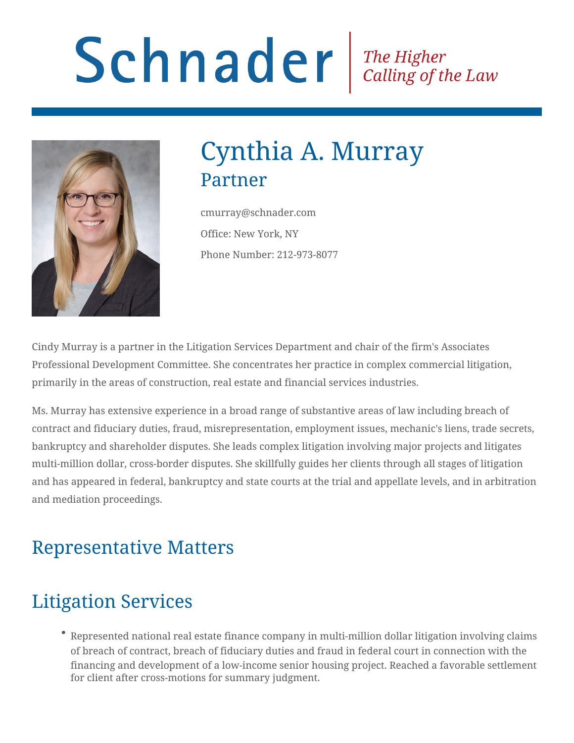# Schnader

*The Higher Calling of the Law*

# Cynthia A. Murray

## Partner

cmurray@schnader.com

Office: New York, NY

Phone Number: 212-973-8077

Cindy Murray is a partner in the Litigation Services Department and chair of the firm's Associates Professional Development Committee. She concentrates her practice in complex commercial litigation, primarily in the areas of construction, real estate and financial services industries.

Ms. Murray has extensive experience in a broad range of substantive areas of law including breach of contract and fiduciary duties, fraud, misrepresentation, employment issues, mechanic's liens, trade secrets, bankruptcy and shareholder disputes. She leads complex litigation involving major projects and litigates multi-million dollar, cross-border disputes. She skillfully guides her clients through all stages of litigation and has appeared in federal, bankruptcy and state courts at the trial and appellate levels, and in arbitration and mediation proceedings.

## Representative Matters

## Litigation Services

- Represented national real estate finance company in multi-million dollar litigation involving claims of breach of contract, breach of fiduciary duties and fraud in federal court in connection with the financing and development of a low-income senior housing project. Reached a favorable settlement for client after cross-motions for summary judgment.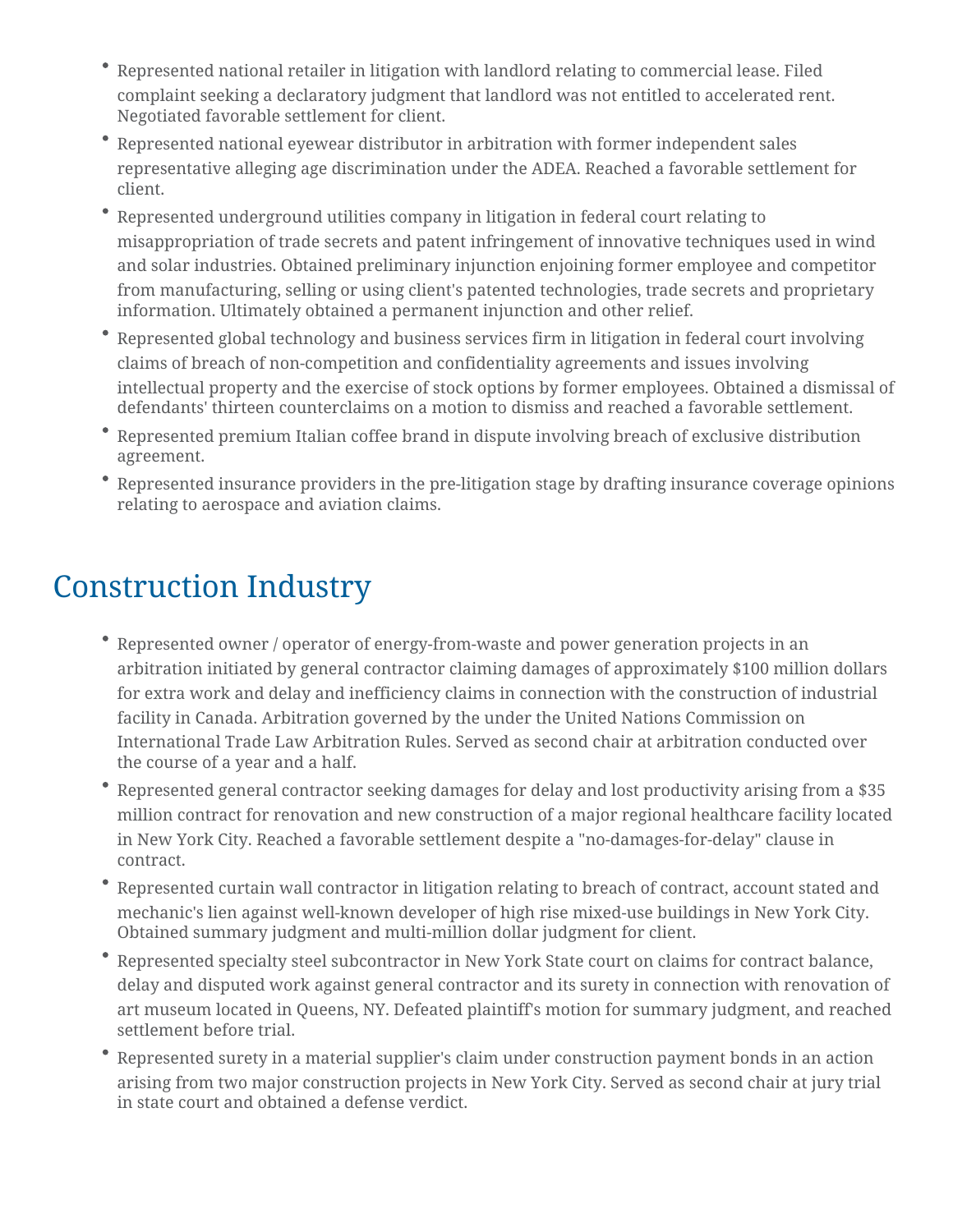- Represented national retailer in litigation with landlord relating to commercial lease. Filed complaint seeking a declaratory judgment that landlord was not entitled to accelerated rent. Negotiated favorable settlement for client.
- Represented national eyewear distributor in arbitration with former independent sales representative alleging age discrimination under the ADEA. Reached a favorable settlement for client.
- Represented underground utilities company in litigation in federal court relating to misappropriation of trade secrets and patent infringement of innovative techniques used in wind and solar industries. Obtained preliminary injunction enjoining former employee and competitor from manufacturing, selling or using client's patented technologies, trade secrets and proprietary information. Ultimately obtained a permanent injunction and other relief.
- Represented global technology and business services firm in litigation in federal court involving claims of breach of non-competition and confidentiality agreements and issues involving intellectual property and the exercise of stock options by former employees. Obtained a dismissal of defendants' thirteen counterclaims on a motion to dismiss and reached a favorable settlement.
- Represented premium Italian coffee brand in dispute involving breach of exclusive distribution agreement.
- Represented insurance providers in the pre-litigation stage by drafting insurance coverage opinions relating to aerospace and aviation claims.

## Construction Industry

- Represented owner / operator of energy-from-waste and power generation projects in an arbitration initiated by general contractor claiming damages of approximately $100 million dollars for extra work and delay and inefficiency claims in connection with the construction of industrial facility in Canada. Arbitration governed by the under the United Nations Commission on International Trade Law Arbitration Rules. Served as second chair at arbitration conducted over the course of a year and a half.
- Represented general contractor seeking damages for delay and lost productivity arising from a $35 million contract for renovation and new construction of a major regional healthcare facility located in New York City. Reached a favorable settlement despite a "no-damages-for-delay" clause in contract.
- Represented curtain wall contractor in litigation relating to breach of contract, account stated and mechanic's lien against well-known developer of high rise mixed-use buildings in New York City. Obtained summary judgment and multi-million dollar judgment for client.
- Represented specialty steel subcontractor in New York State court on claims for contract balance, delay and disputed work against general contractor and its surety in connection with renovation of art museum located in Queens, NY. Defeated plaintiff's motion for summary judgment, and reached settlement before trial.
- Represented surety in a material supplier's claim under construction payment bonds in an action arising from two major construction projects in New York City. Served as second chair at jury trial in state court and obtained a defense verdict.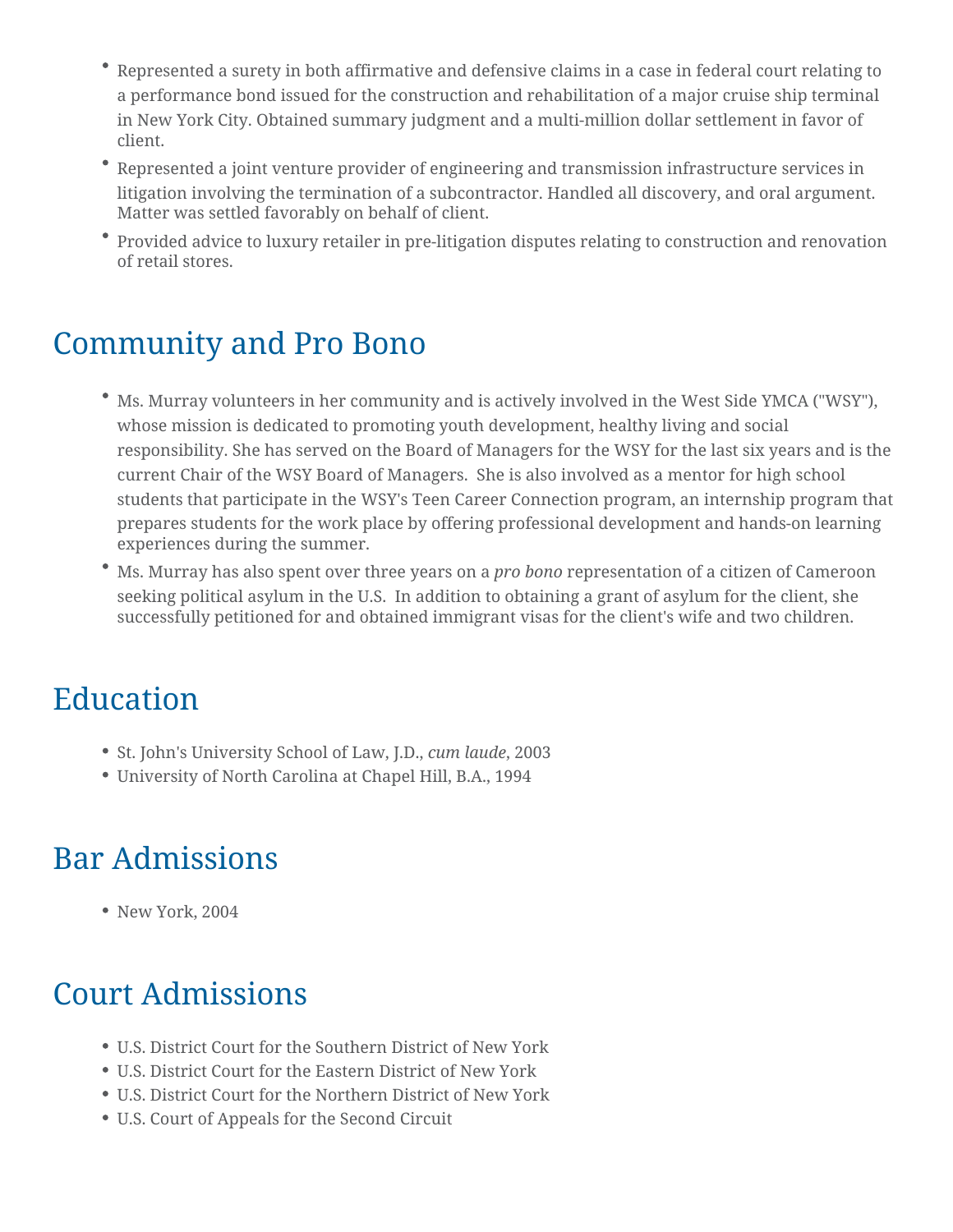- Represented a surety in both affirmative and defensive claims in a case in federal court relating to a performance bond issued for the construction and rehabilitation of a major cruise ship terminal in New York City. Obtained summary judgment and a multi-million dollar settlement in favor of client.
- Represented a joint venture provider of engineering and transmission infrastructure services in litigation involving the termination of a subcontractor. Handled all discovery, and oral argument. Matter was settled favorably on behalf of client.
- Provided advice to luxury retailer in pre-litigation disputes relating to construction and renovation of retail stores.

## Community and Pro Bono

- Ms. Murray volunteers in her community and is actively involved in the West Side YMCA ("WSY"), whose mission is dedicated to promoting youth development, healthy living and social responsibility. She has served on the Board of Managers for the WSY for the last six years and is the current Chair of the WSY Board of Managers. She is also involved as a mentor for high school students that participate in the WSY's Teen Career Connection program, an internship program that prepares students for the work place by offering professional development and hands-on learning experiences during the summer.
- Ms. Murray has also spent over three years on a *pro bono* representation of a citizen of Cameroon seeking political asylum in the U.S. In addition to obtaining a grant of asylum for the client, she successfully petitioned for and obtained immigrant visas for the client's wife and two children.

## Education

- St. John's University School of Law, J.D., *cum laude*, 2003
- University of North Carolina at Chapel Hill, B.A., 1994

## Bar Admissions

- New York, 2004

## Court Admissions

- U.S. District Court for the Southern District of New York
- U.S. District Court for the Eastern District of New York
- U.S. District Court for the Northern District of New York
- U.S. Court of Appeals for the Second Circuit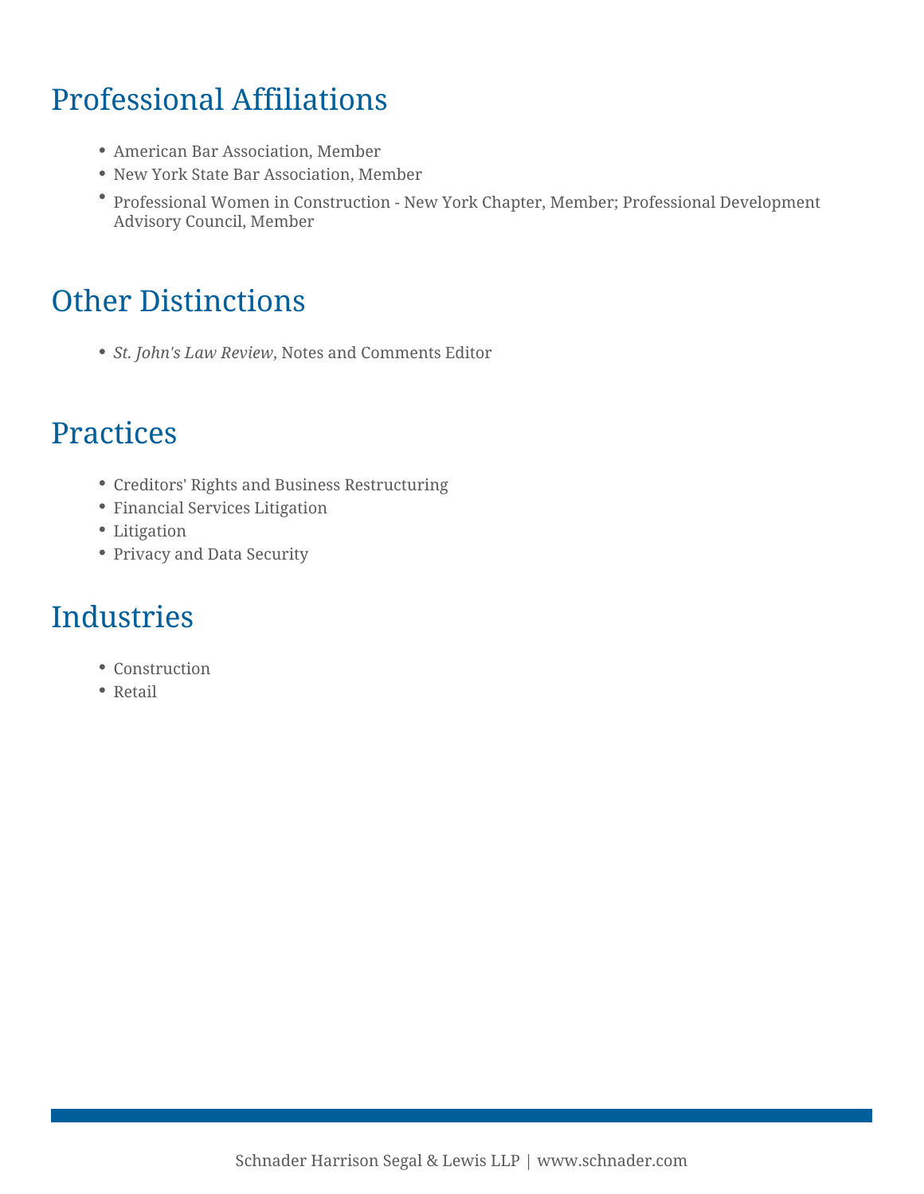## Professional Affiliations

- American Bar Association, Member
- New York State Bar Association, Member
- Professional Women in Construction - New York Chapter, Member; Professional Development Advisory Council, Member

## Other Distinctions

- *St. John's Law Review*, Notes and Comments Editor

## Practices

- Creditors' Rights and Business Restructuring
- Financial Services Litigation
- Litigation
- Privacy and Data Security

## Industries

- Construction
- Retail